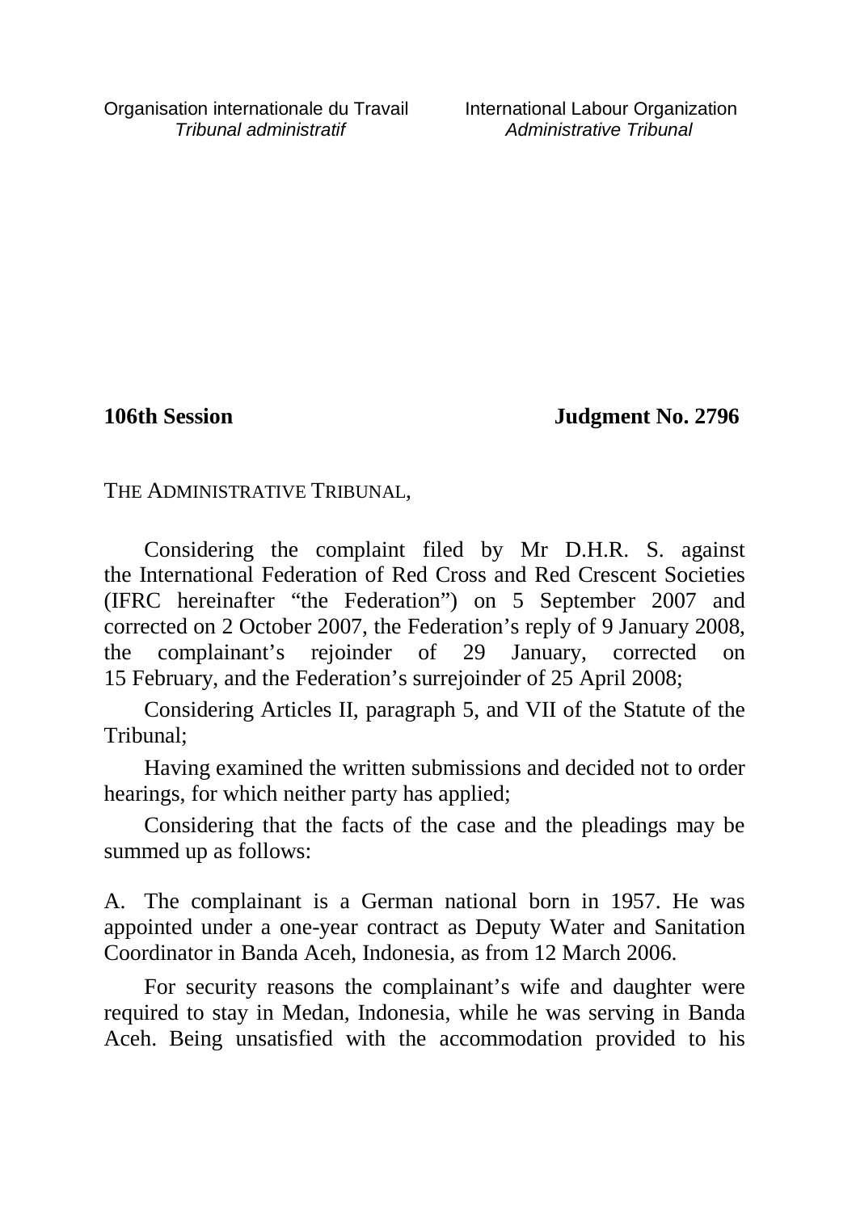Organisation internationale du Travail
*Tribunal administratif*

International Labour Organization
*Administrative Tribunal*

**106th Session** **Judgment No. 2796**

THE ADMINISTRATIVE TRIBUNAL,

Considering the complaint filed by Mr D.H.R. S. against the International Federation of Red Cross and Red Crescent Societies (IFRC hereinafter "the Federation") on 5 September 2007 and corrected on 2 October 2007, the Federation's reply of 9 January 2008, the complainant's rejoinder of 29 January, corrected on 15 February, and the Federation's surrejoinder of 25 April 2008;

Considering Articles II, paragraph 5, and VII of the Statute of the Tribunal;

Having examined the written submissions and decided not to order hearings, for which neither party has applied;

Considering that the facts of the case and the pleadings may be summed up as follows:

A. The complainant is a German national born in 1957. He was appointed under a one-year contract as Deputy Water and Sanitation Coordinator in Banda Aceh, Indonesia, as from 12 March 2006.

For security reasons the complainant's wife and daughter were required to stay in Medan, Indonesia, while he was serving in Banda Aceh. Being unsatisfied with the accommodation provided to his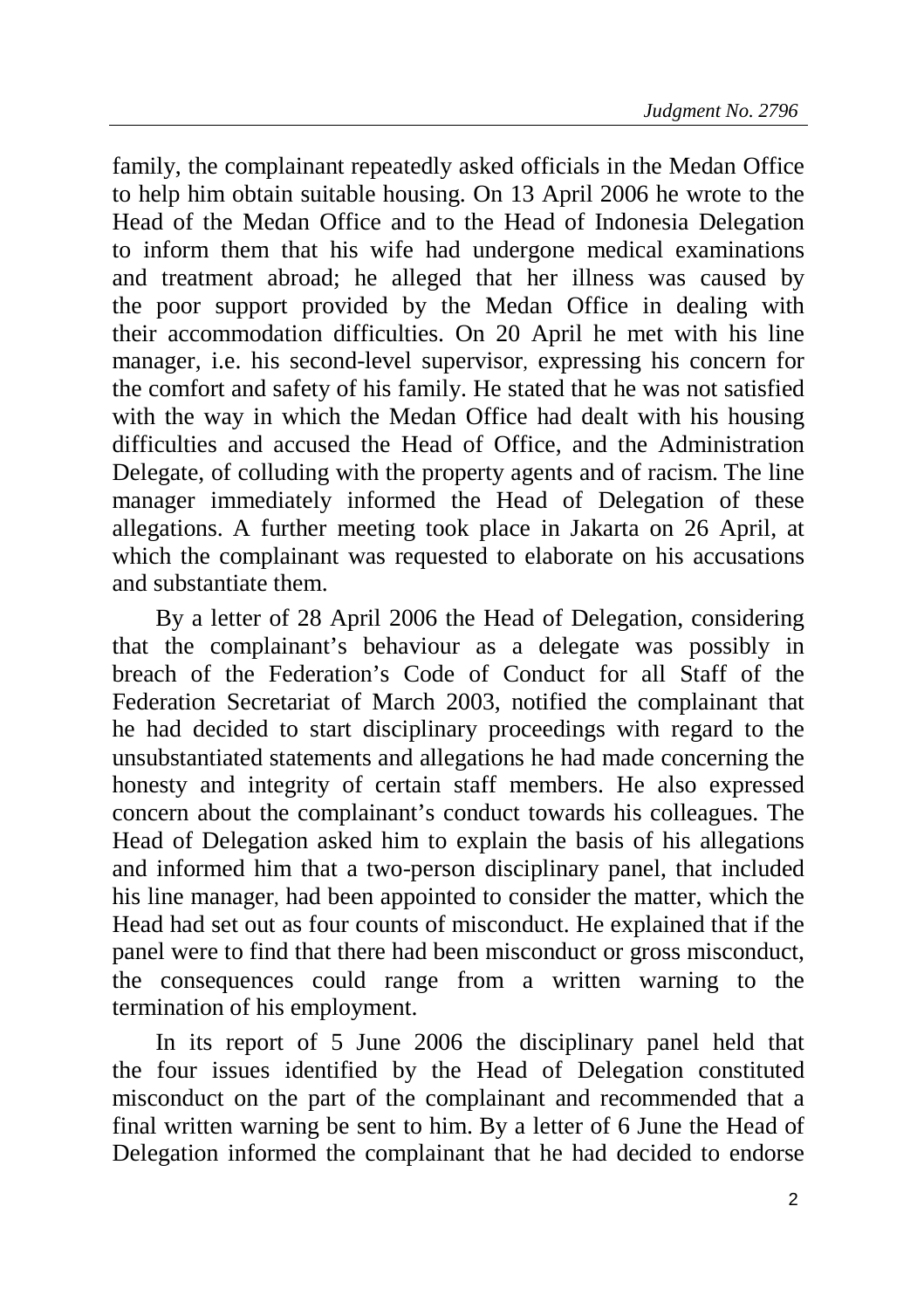family, the complainant repeatedly asked officials in the Medan Office to help him obtain suitable housing. On 13 April 2006 he wrote to the Head of the Medan Office and to the Head of Indonesia Delegation to inform them that his wife had undergone medical examinations and treatment abroad; he alleged that her illness was caused by the poor support provided by the Medan Office in dealing with their accommodation difficulties. On 20 April he met with his line manager, i.e. his second-level supervisor, expressing his concern for the comfort and safety of his family. He stated that he was not satisfied with the way in which the Medan Office had dealt with his housing difficulties and accused the Head of Office, and the Administration Delegate, of colluding with the property agents and of racism. The line manager immediately informed the Head of Delegation of these allegations. A further meeting took place in Jakarta on 26 April, at which the complainant was requested to elaborate on his accusations and substantiate them.

By a letter of 28 April 2006 the Head of Delegation, considering that the complainant's behaviour as a delegate was possibly in breach of the Federation's Code of Conduct for all Staff of the Federation Secretariat of March 2003, notified the complainant that he had decided to start disciplinary proceedings with regard to the unsubstantiated statements and allegations he had made concerning the honesty and integrity of certain staff members. He also expressed concern about the complainant's conduct towards his colleagues. The Head of Delegation asked him to explain the basis of his allegations and informed him that a two-person disciplinary panel, that included his line manager, had been appointed to consider the matter, which the Head had set out as four counts of misconduct. He explained that if the panel were to find that there had been misconduct or gross misconduct, the consequences could range from a written warning to the termination of his employment.

In its report of 5 June 2006 the disciplinary panel held that the four issues identified by the Head of Delegation constituted misconduct on the part of the complainant and recommended that a final written warning be sent to him. By a letter of 6 June the Head of Delegation informed the complainant that he had decided to endorse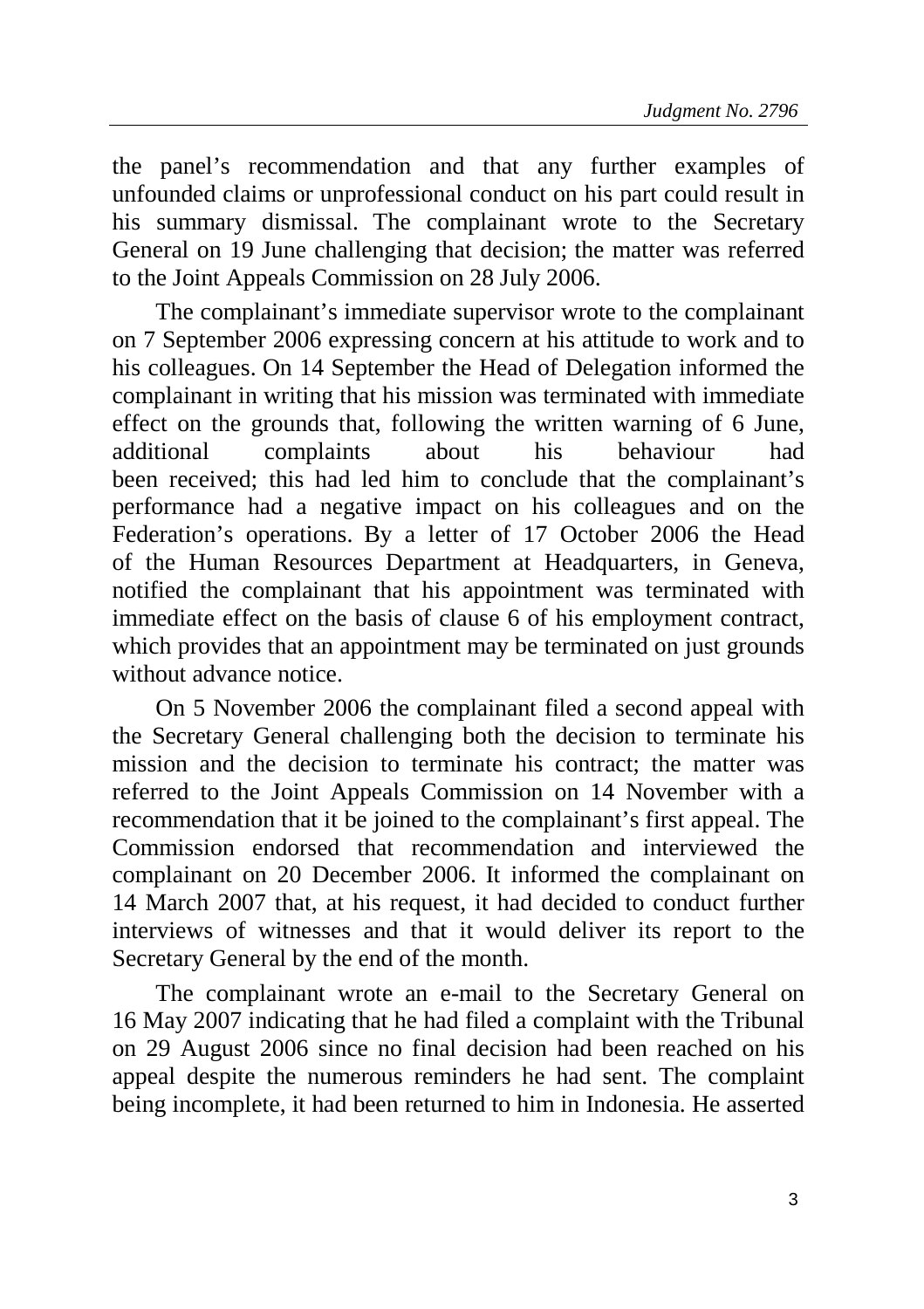the panel's recommendation and that any further examples of unfounded claims or unprofessional conduct on his part could result in his summary dismissal. The complainant wrote to the Secretary General on 19 June challenging that decision; the matter was referred to the Joint Appeals Commission on 28 July 2006.

The complainant's immediate supervisor wrote to the complainant on 7 September 2006 expressing concern at his attitude to work and to his colleagues. On 14 September the Head of Delegation informed the complainant in writing that his mission was terminated with immediate effect on the grounds that, following the written warning of 6 June, additional complaints about his behaviour had been received; this had led him to conclude that the complainant's performance had a negative impact on his colleagues and on the Federation's operations. By a letter of 17 October 2006 the Head of the Human Resources Department at Headquarters, in Geneva, notified the complainant that his appointment was terminated with immediate effect on the basis of clause 6 of his employment contract, which provides that an appointment may be terminated on just grounds without advance notice.

On 5 November 2006 the complainant filed a second appeal with the Secretary General challenging both the decision to terminate his mission and the decision to terminate his contract; the matter was referred to the Joint Appeals Commission on 14 November with a recommendation that it be joined to the complainant's first appeal. The Commission endorsed that recommendation and interviewed the complainant on 20 December 2006. It informed the complainant on 14 March 2007 that, at his request, it had decided to conduct further interviews of witnesses and that it would deliver its report to the Secretary General by the end of the month.

The complainant wrote an e-mail to the Secretary General on 16 May 2007 indicating that he had filed a complaint with the Tribunal on 29 August 2006 since no final decision had been reached on his appeal despite the numerous reminders he had sent. The complaint being incomplete, it had been returned to him in Indonesia. He asserted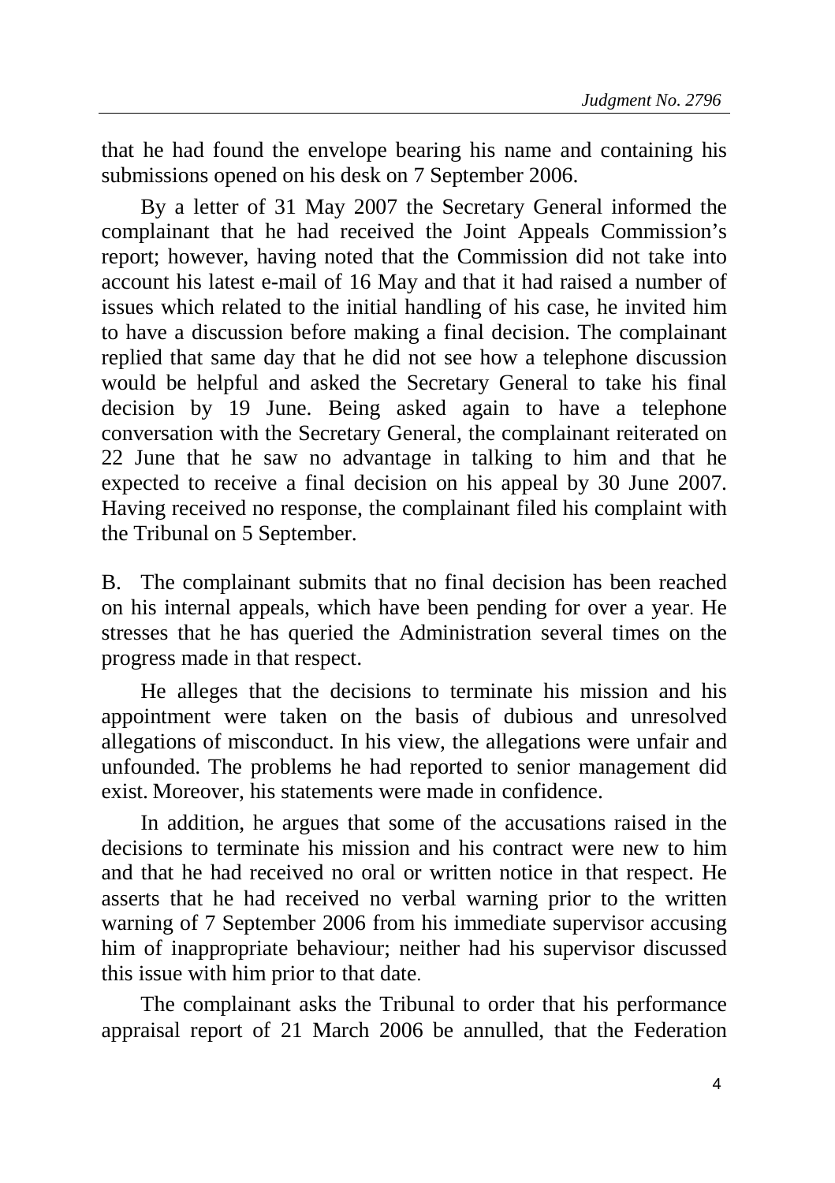that he had found the envelope bearing his name and containing his submissions opened on his desk on 7 September 2006.

By a letter of 31 May 2007 the Secretary General informed the complainant that he had received the Joint Appeals Commission's report; however, having noted that the Commission did not take into account his latest e-mail of 16 May and that it had raised a number of issues which related to the initial handling of his case, he invited him to have a discussion before making a final decision. The complainant replied that same day that he did not see how a telephone discussion would be helpful and asked the Secretary General to take his final decision by 19 June. Being asked again to have a telephone conversation with the Secretary General, the complainant reiterated on 22 June that he saw no advantage in talking to him and that he expected to receive a final decision on his appeal by 30 June 2007. Having received no response, the complainant filed his complaint with the Tribunal on 5 September.

B. The complainant submits that no final decision has been reached on his internal appeals, which have been pending for over a year. He stresses that he has queried the Administration several times on the progress made in that respect.

He alleges that the decisions to terminate his mission and his appointment were taken on the basis of dubious and unresolved allegations of misconduct. In his view, the allegations were unfair and unfounded. The problems he had reported to senior management did exist. Moreover, his statements were made in confidence.

In addition, he argues that some of the accusations raised in the decisions to terminate his mission and his contract were new to him and that he had received no oral or written notice in that respect. He asserts that he had received no verbal warning prior to the written warning of 7 September 2006 from his immediate supervisor accusing him of inappropriate behaviour; neither had his supervisor discussed this issue with him prior to that date.

The complainant asks the Tribunal to order that his performance appraisal report of 21 March 2006 be annulled, that the Federation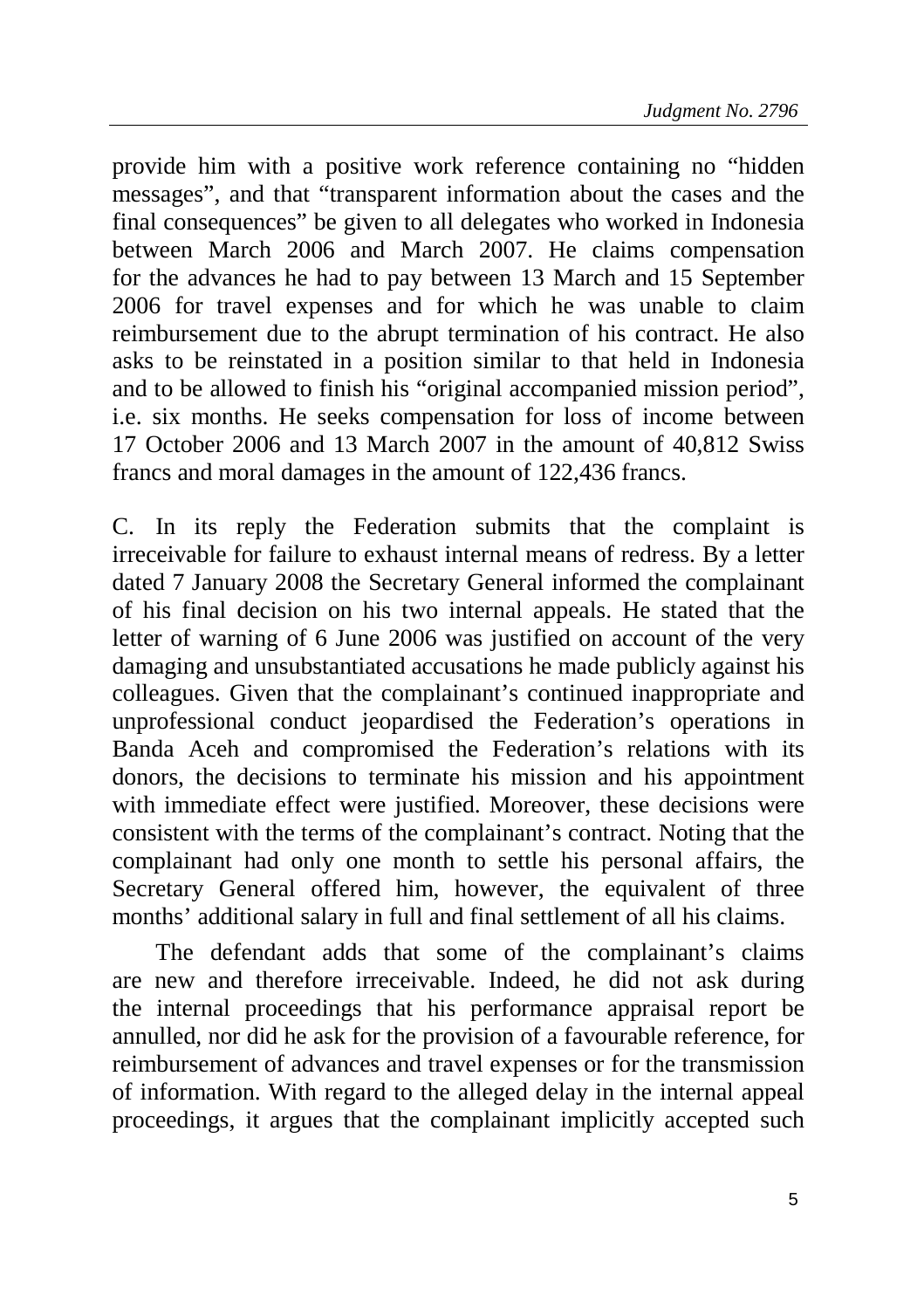provide him with a positive work reference containing no "hidden messages", and that "transparent information about the cases and the final consequences" be given to all delegates who worked in Indonesia between March 2006 and March 2007. He claims compensation for the advances he had to pay between 13 March and 15 September 2006 for travel expenses and for which he was unable to claim reimbursement due to the abrupt termination of his contract. He also asks to be reinstated in a position similar to that held in Indonesia and to be allowed to finish his "original accompanied mission period", i.e. six months. He seeks compensation for loss of income between 17 October 2006 and 13 March 2007 in the amount of 40,812 Swiss francs and moral damages in the amount of 122,436 francs.

C. In its reply the Federation submits that the complaint is irreceivable for failure to exhaust internal means of redress. By a letter dated 7 January 2008 the Secretary General informed the complainant of his final decision on his two internal appeals. He stated that the letter of warning of 6 June 2006 was justified on account of the very damaging and unsubstantiated accusations he made publicly against his colleagues. Given that the complainant's continued inappropriate and unprofessional conduct jeopardised the Federation's operations in Banda Aceh and compromised the Federation's relations with its donors, the decisions to terminate his mission and his appointment with immediate effect were justified. Moreover, these decisions were consistent with the terms of the complainant's contract. Noting that the complainant had only one month to settle his personal affairs, the Secretary General offered him, however, the equivalent of three months' additional salary in full and final settlement of all his claims.

The defendant adds that some of the complainant's claims are new and therefore irreceivable. Indeed, he did not ask during the internal proceedings that his performance appraisal report be annulled, nor did he ask for the provision of a favourable reference, for reimbursement of advances and travel expenses or for the transmission of information. With regard to the alleged delay in the internal appeal proceedings, it argues that the complainant implicitly accepted such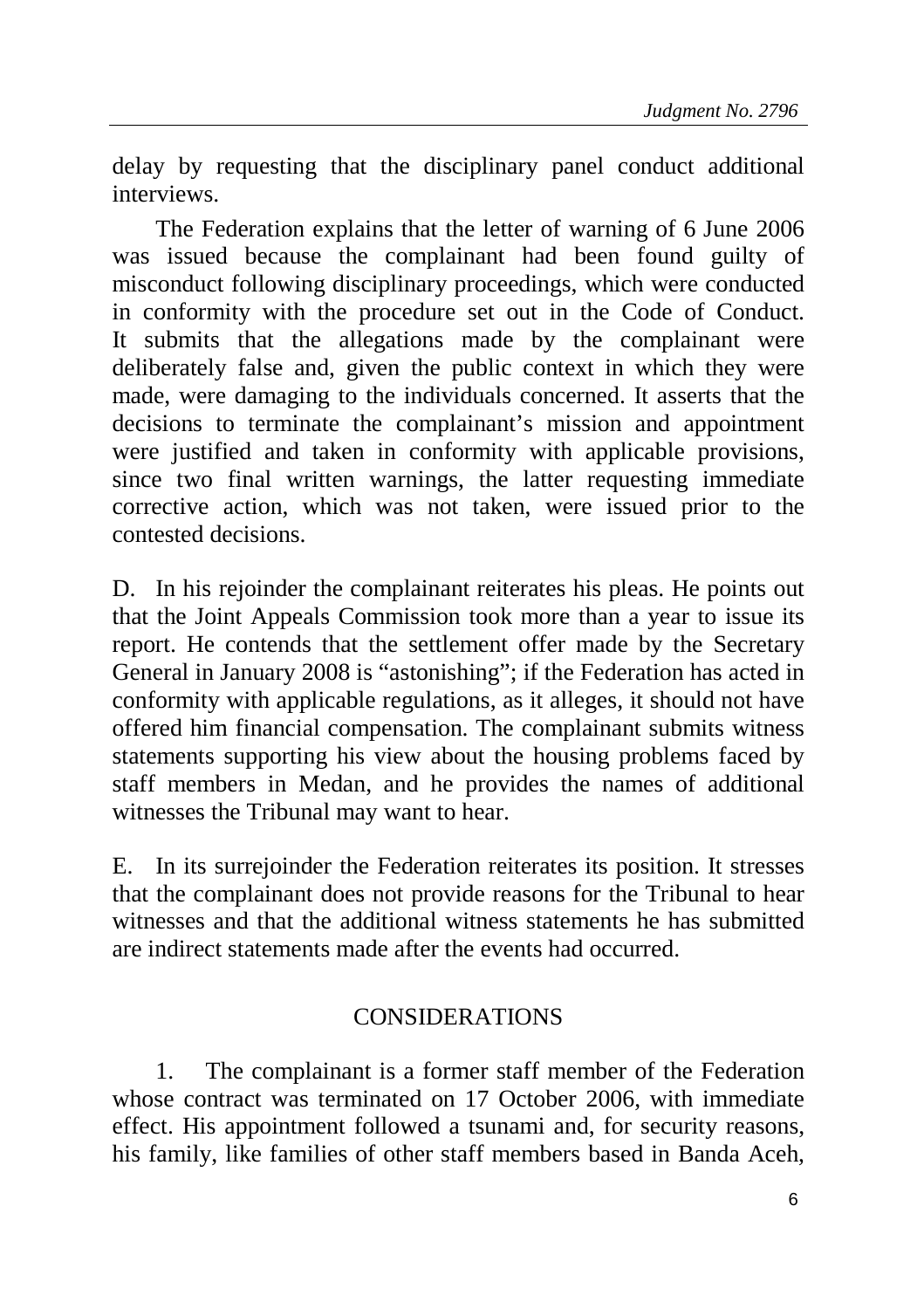delay by requesting that the disciplinary panel conduct additional interviews.

The Federation explains that the letter of warning of 6 June 2006 was issued because the complainant had been found guilty of misconduct following disciplinary proceedings, which were conducted in conformity with the procedure set out in the Code of Conduct. It submits that the allegations made by the complainant were deliberately false and, given the public context in which they were made, were damaging to the individuals concerned. It asserts that the decisions to terminate the complainant's mission and appointment were justified and taken in conformity with applicable provisions, since two final written warnings, the latter requesting immediate corrective action, which was not taken, were issued prior to the contested decisions.

D. In his rejoinder the complainant reiterates his pleas. He points out that the Joint Appeals Commission took more than a year to issue its report. He contends that the settlement offer made by the Secretary General in January 2008 is "astonishing"; if the Federation has acted in conformity with applicable regulations, as it alleges, it should not have offered him financial compensation. The complainant submits witness statements supporting his view about the housing problems faced by staff members in Medan, and he provides the names of additional witnesses the Tribunal may want to hear.

E. In its surrejoinder the Federation reiterates its position. It stresses that the complainant does not provide reasons for the Tribunal to hear witnesses and that the additional witness statements he has submitted are indirect statements made after the events had occurred.

## CONSIDERATIONS

1. The complainant is a former staff member of the Federation whose contract was terminated on 17 October 2006, with immediate effect. His appointment followed a tsunami and, for security reasons, his family, like families of other staff members based in Banda Aceh,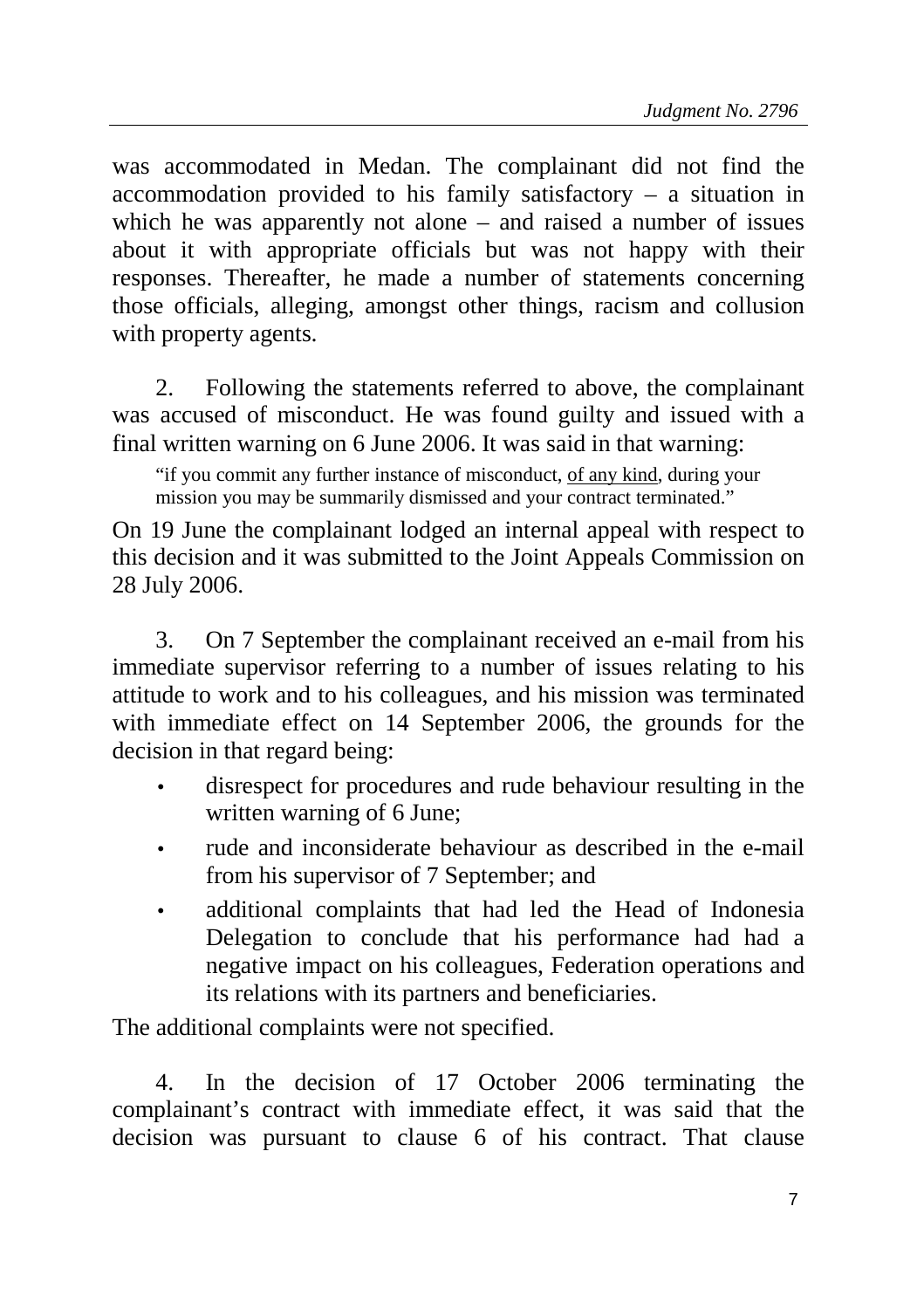was accommodated in Medan. The complainant did not find the accommodation provided to his family satisfactory – a situation in which he was apparently not alone – and raised a number of issues about it with appropriate officials but was not happy with their responses. Thereafter, he made a number of statements concerning those officials, alleging, amongst other things, racism and collusion with property agents.

2. Following the statements referred to above, the complainant was accused of misconduct. He was found guilty and issued with a final written warning on 6 June 2006. It was said in that warning:

> "if you commit any further instance of misconduct, <u>of any kind</u>, during your mission you may be summarily dismissed and your contract terminated."

On 19 June the complainant lodged an internal appeal with respect to this decision and it was submitted to the Joint Appeals Commission on 28 July 2006.

3. On 7 September the complainant received an e-mail from his immediate supervisor referring to a number of issues relating to his attitude to work and to his colleagues, and his mission was terminated with immediate effect on 14 September 2006, the grounds for the decision in that regard being:

- disrespect for procedures and rude behaviour resulting in the written warning of 6 June;
- rude and inconsiderate behaviour as described in the e-mail from his supervisor of 7 September; and
- additional complaints that had led the Head of Indonesia Delegation to conclude that his performance had had a negative impact on his colleagues, Federation operations and its relations with its partners and beneficiaries.

The additional complaints were not specified.

4. In the decision of 17 October 2006 terminating the complainant's contract with immediate effect, it was said that the decision was pursuant to clause 6 of his contract. That clause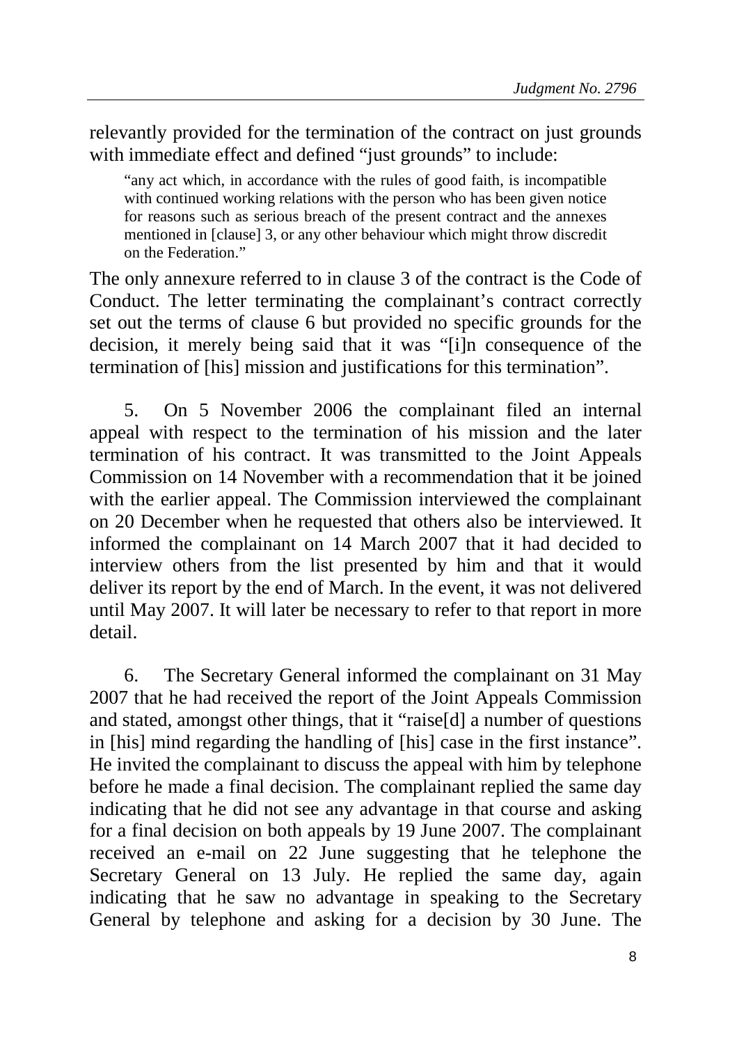relevantly provided for the termination of the contract on just grounds with immediate effect and defined "just grounds" to include:

> "any act which, in accordance with the rules of good faith, is incompatible with continued working relations with the person who has been given notice for reasons such as serious breach of the present contract and the annexes mentioned in [clause] 3, or any other behaviour which might throw discredit on the Federation."

The only annexure referred to in clause 3 of the contract is the Code of Conduct. The letter terminating the complainant's contract correctly set out the terms of clause 6 but provided no specific grounds for the decision, it merely being said that it was "[i]n consequence of the termination of [his] mission and justifications for this termination".

5. On 5 November 2006 the complainant filed an internal appeal with respect to the termination of his mission and the later termination of his contract. It was transmitted to the Joint Appeals Commission on 14 November with a recommendation that it be joined with the earlier appeal. The Commission interviewed the complainant on 20 December when he requested that others also be interviewed. It informed the complainant on 14 March 2007 that it had decided to interview others from the list presented by him and that it would deliver its report by the end of March. In the event, it was not delivered until May 2007. It will later be necessary to refer to that report in more detail.

6. The Secretary General informed the complainant on 31 May 2007 that he had received the report of the Joint Appeals Commission and stated, amongst other things, that it "raise[d] a number of questions in [his] mind regarding the handling of [his] case in the first instance". He invited the complainant to discuss the appeal with him by telephone before he made a final decision. The complainant replied the same day indicating that he did not see any advantage in that course and asking for a final decision on both appeals by 19 June 2007. The complainant received an e-mail on 22 June suggesting that he telephone the Secretary General on 13 July. He replied the same day, again indicating that he saw no advantage in speaking to the Secretary General by telephone and asking for a decision by 30 June. The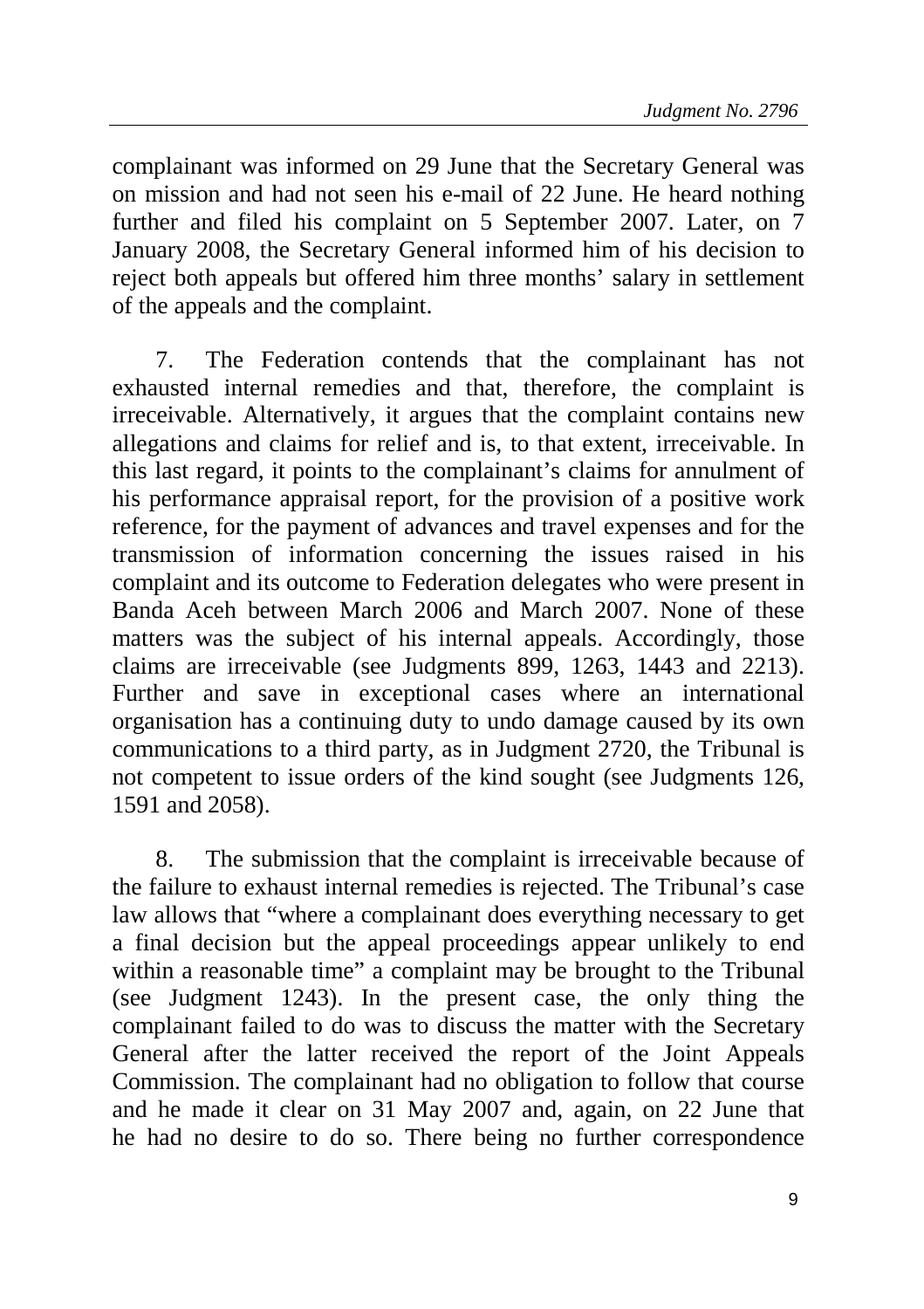complainant was informed on 29 June that the Secretary General was on mission and had not seen his e-mail of 22 June. He heard nothing further and filed his complaint on 5 September 2007. Later, on 7 January 2008, the Secretary General informed him of his decision to reject both appeals but offered him three months' salary in settlement of the appeals and the complaint.

7. The Federation contends that the complainant has not exhausted internal remedies and that, therefore, the complaint is irreceivable. Alternatively, it argues that the complaint contains new allegations and claims for relief and is, to that extent, irreceivable. In this last regard, it points to the complainant's claims for annulment of his performance appraisal report, for the provision of a positive work reference, for the payment of advances and travel expenses and for the transmission of information concerning the issues raised in his complaint and its outcome to Federation delegates who were present in Banda Aceh between March 2006 and March 2007. None of these matters was the subject of his internal appeals. Accordingly, those claims are irreceivable (see Judgments 899, 1263, 1443 and 2213). Further and save in exceptional cases where an international organisation has a continuing duty to undo damage caused by its own communications to a third party, as in Judgment 2720, the Tribunal is not competent to issue orders of the kind sought (see Judgments 126, 1591 and 2058).

8. The submission that the complaint is irreceivable because of the failure to exhaust internal remedies is rejected. The Tribunal's case law allows that "where a complainant does everything necessary to get a final decision but the appeal proceedings appear unlikely to end within a reasonable time" a complaint may be brought to the Tribunal (see Judgment 1243). In the present case, the only thing the complainant failed to do was to discuss the matter with the Secretary General after the latter received the report of the Joint Appeals Commission. The complainant had no obligation to follow that course and he made it clear on 31 May 2007 and, again, on 22 June that he had no desire to do so. There being no further correspondence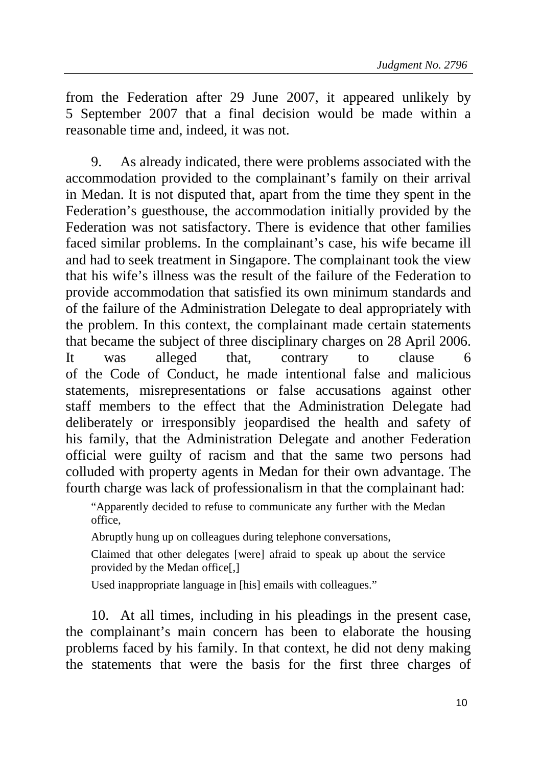from the Federation after 29 June 2007, it appeared unlikely by 5 September 2007 that a final decision would be made within a reasonable time and, indeed, it was not.

9. As already indicated, there were problems associated with the accommodation provided to the complainant's family on their arrival in Medan. It is not disputed that, apart from the time they spent in the Federation's guesthouse, the accommodation initially provided by the Federation was not satisfactory. There is evidence that other families faced similar problems. In the complainant's case, his wife became ill and had to seek treatment in Singapore. The complainant took the view that his wife's illness was the result of the failure of the Federation to provide accommodation that satisfied its own minimum standards and of the failure of the Administration Delegate to deal appropriately with the problem. In this context, the complainant made certain statements that became the subject of three disciplinary charges on 28 April 2006. It was alleged that, contrary to clause 6 of the Code of Conduct, he made intentional false and malicious statements, misrepresentations or false accusations against other staff members to the effect that the Administration Delegate had deliberately or irresponsibly jeopardised the health and safety of his family, that the Administration Delegate and another Federation official were guilty of racism and that the same two persons had colluded with property agents in Medan for their own advantage. The fourth charge was lack of professionalism in that the complainant had:

> "Apparently decided to refuse to communicate any further with the Medan office,
>
> Abruptly hung up on colleagues during telephone conversations,
>
> Claimed that other delegates [were] afraid to speak up about the service provided by the Medan office[,]
>
> Used inappropriate language in [his] emails with colleagues."

10. At all times, including in his pleadings in the present case, the complainant's main concern has been to elaborate the housing problems faced by his family. In that context, he did not deny making the statements that were the basis for the first three charges of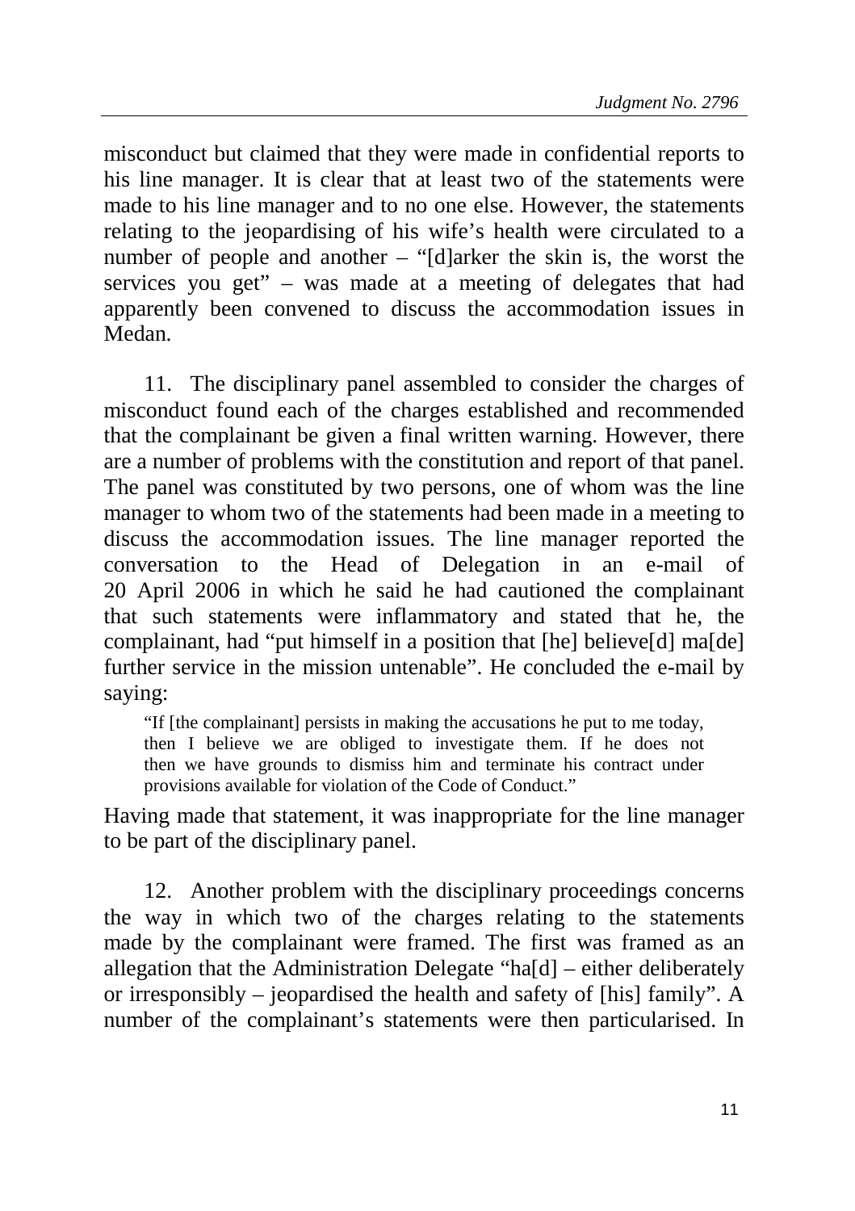misconduct but claimed that they were made in confidential reports to his line manager. It is clear that at least two of the statements were made to his line manager and to no one else. However, the statements relating to the jeopardising of his wife's health were circulated to a number of people and another – "[d]arker the skin is, the worst the services you get" – was made at a meeting of delegates that had apparently been convened to discuss the accommodation issues in Medan.

11. The disciplinary panel assembled to consider the charges of misconduct found each of the charges established and recommended that the complainant be given a final written warning. However, there are a number of problems with the constitution and report of that panel. The panel was constituted by two persons, one of whom was the line manager to whom two of the statements had been made in a meeting to discuss the accommodation issues. The line manager reported the conversation to the Head of Delegation in an e-mail of 20 April 2006 in which he said he had cautioned the complainant that such statements were inflammatory and stated that he, the complainant, had "put himself in a position that [he] believe[d] ma[de] further service in the mission untenable". He concluded the e-mail by saying:

> "If [the complainant] persists in making the accusations he put to me today, then I believe we are obliged to investigate them. If he does not then we have grounds to dismiss him and terminate his contract under provisions available for violation of the Code of Conduct."

Having made that statement, it was inappropriate for the line manager to be part of the disciplinary panel.

12. Another problem with the disciplinary proceedings concerns the way in which two of the charges relating to the statements made by the complainant were framed. The first was framed as an allegation that the Administration Delegate "ha[d] – either deliberately or irresponsibly – jeopardised the health and safety of [his] family". A number of the complainant's statements were then particularised. In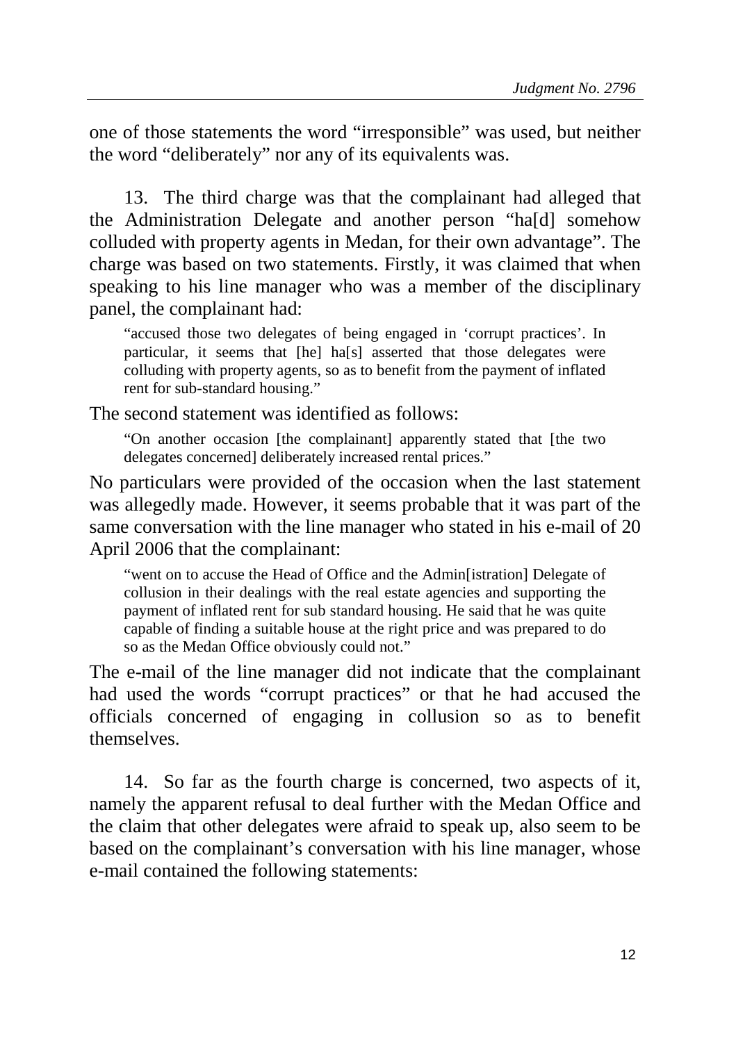one of those statements the word “irresponsible” was used, but neither the word “deliberately” nor any of its equivalents was.

13. The third charge was that the complainant had alleged that the Administration Delegate and another person “ha[d] somehow colluded with property agents in Medan, for their own advantage”. The charge was based on two statements. Firstly, it was claimed that when speaking to his line manager who was a member of the disciplinary panel, the complainant had:

> “accused those two delegates of being engaged in ‘corrupt practices’. In particular, it seems that [he] ha[s] asserted that those delegates were colluding with property agents, so as to benefit from the payment of inflated rent for sub-standard housing.”

The second statement was identified as follows:

> “On another occasion [the complainant] apparently stated that [the two delegates concerned] deliberately increased rental prices.”

No particulars were provided of the occasion when the last statement was allegedly made. However, it seems probable that it was part of the same conversation with the line manager who stated in his e-mail of 20 April 2006 that the complainant:

> “went on to accuse the Head of Office and the Admin[istration] Delegate of collusion in their dealings with the real estate agencies and supporting the payment of inflated rent for sub standard housing. He said that he was quite capable of finding a suitable house at the right price and was prepared to do so as the Medan Office obviously could not.”

The e-mail of the line manager did not indicate that the complainant had used the words “corrupt practices” or that he had accused the officials concerned of engaging in collusion so as to benefit themselves.

14. So far as the fourth charge is concerned, two aspects of it, namely the apparent refusal to deal further with the Medan Office and the claim that other delegates were afraid to speak up, also seem to be based on the complainant’s conversation with his line manager, whose e-mail contained the following statements: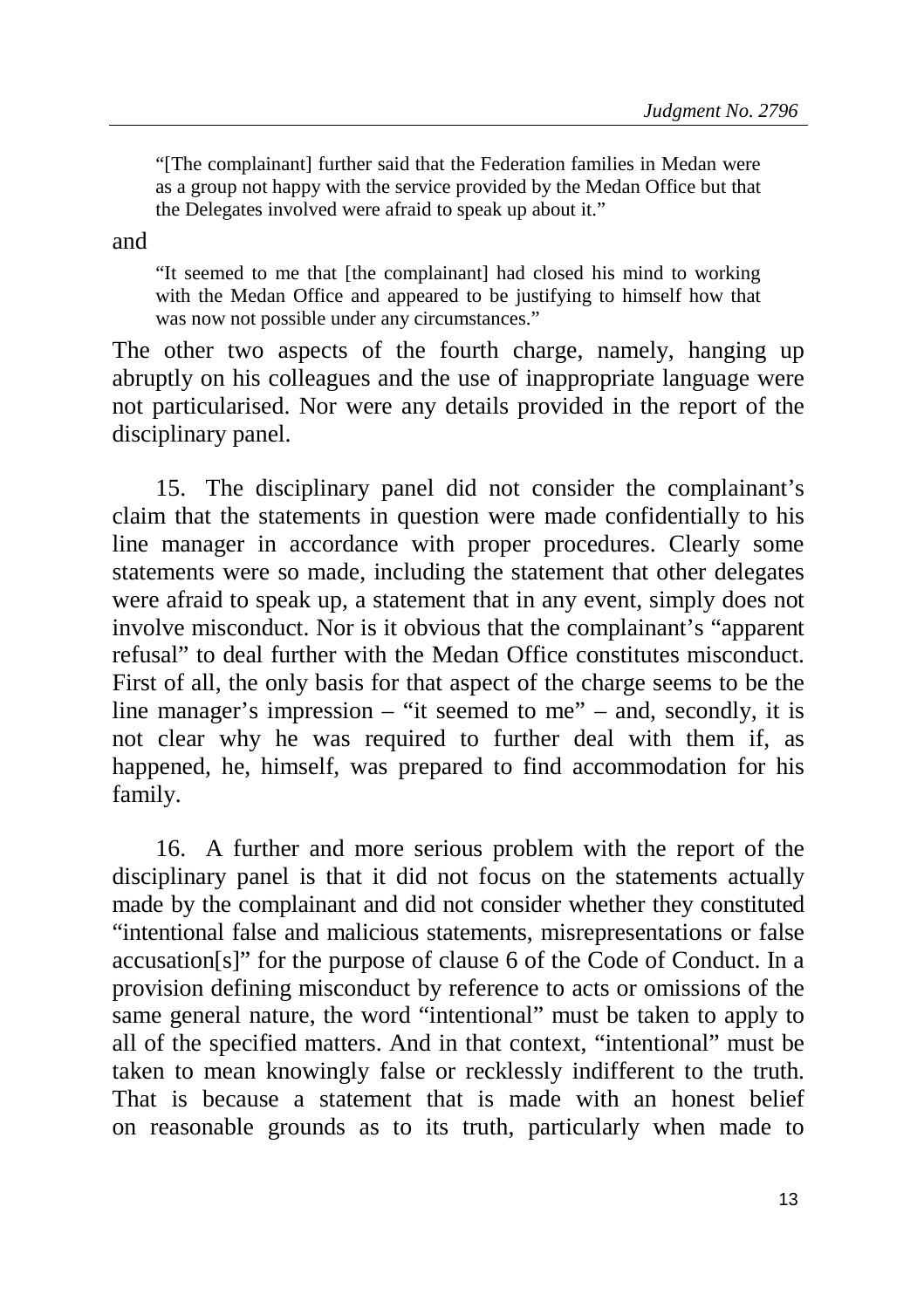> "[The complainant] further said that the Federation families in Medan were as a group not happy with the service provided by the Medan Office but that the Delegates involved were afraid to speak up about it."

and

> "It seemed to me that [the complainant] had closed his mind to working with the Medan Office and appeared to be justifying to himself how that was now not possible under any circumstances."

The other two aspects of the fourth charge, namely, hanging up abruptly on his colleagues and the use of inappropriate language were not particularised. Nor were any details provided in the report of the disciplinary panel.

15. The disciplinary panel did not consider the complainant's claim that the statements in question were made confidentially to his line manager in accordance with proper procedures. Clearly some statements were so made, including the statement that other delegates were afraid to speak up, a statement that in any event, simply does not involve misconduct. Nor is it obvious that the complainant's "apparent refusal" to deal further with the Medan Office constitutes misconduct. First of all, the only basis for that aspect of the charge seems to be the line manager's impression – "it seemed to me" – and, secondly, it is not clear why he was required to further deal with them if, as happened, he, himself, was prepared to find accommodation for his family.

16. A further and more serious problem with the report of the disciplinary panel is that it did not focus on the statements actually made by the complainant and did not consider whether they constituted "intentional false and malicious statements, misrepresentations or false accusation[s]" for the purpose of clause 6 of the Code of Conduct. In a provision defining misconduct by reference to acts or omissions of the same general nature, the word "intentional" must be taken to apply to all of the specified matters. And in that context, "intentional" must be taken to mean knowingly false or recklessly indifferent to the truth. That is because a statement that is made with an honest belief on reasonable grounds as to its truth, particularly when made to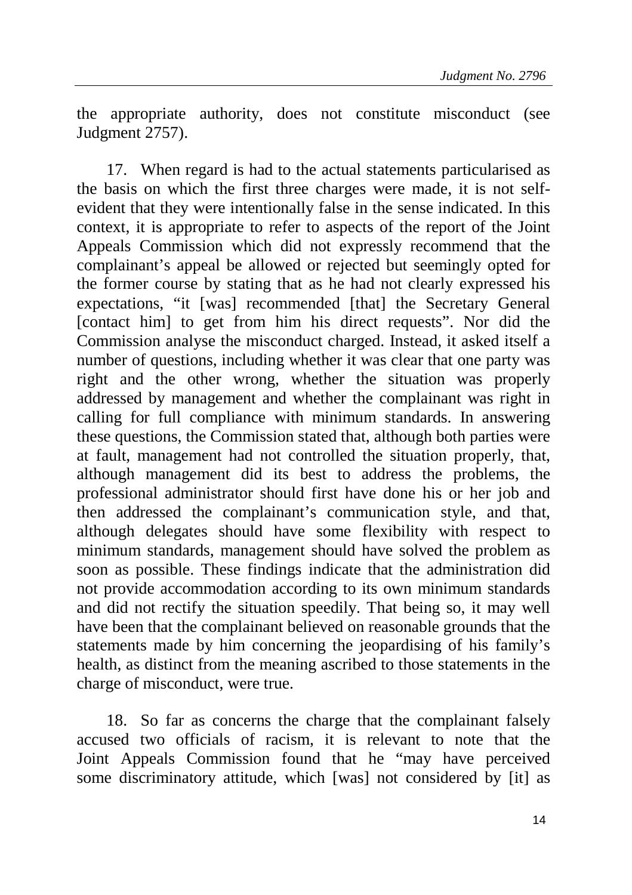the appropriate authority, does not constitute misconduct (see Judgment 2757).

17. When regard is had to the actual statements particularised as the basis on which the first three charges were made, it is not self-evident that they were intentionally false in the sense indicated. In this context, it is appropriate to refer to aspects of the report of the Joint Appeals Commission which did not expressly recommend that the complainant's appeal be allowed or rejected but seemingly opted for the former course by stating that as he had not clearly expressed his expectations, "it [was] recommended [that] the Secretary General [contact him] to get from him his direct requests". Nor did the Commission analyse the misconduct charged. Instead, it asked itself a number of questions, including whether it was clear that one party was right and the other wrong, whether the situation was properly addressed by management and whether the complainant was right in calling for full compliance with minimum standards. In answering these questions, the Commission stated that, although both parties were at fault, management had not controlled the situation properly, that, although management did its best to address the problems, the professional administrator should first have done his or her job and then addressed the complainant's communication style, and that, although delegates should have some flexibility with respect to minimum standards, management should have solved the problem as soon as possible. These findings indicate that the administration did not provide accommodation according to its own minimum standards and did not rectify the situation speedily. That being so, it may well have been that the complainant believed on reasonable grounds that the statements made by him concerning the jeopardising of his family's health, as distinct from the meaning ascribed to those statements in the charge of misconduct, were true.

18. So far as concerns the charge that the complainant falsely accused two officials of racism, it is relevant to note that the Joint Appeals Commission found that he "may have perceived some discriminatory attitude, which [was] not considered by [it] as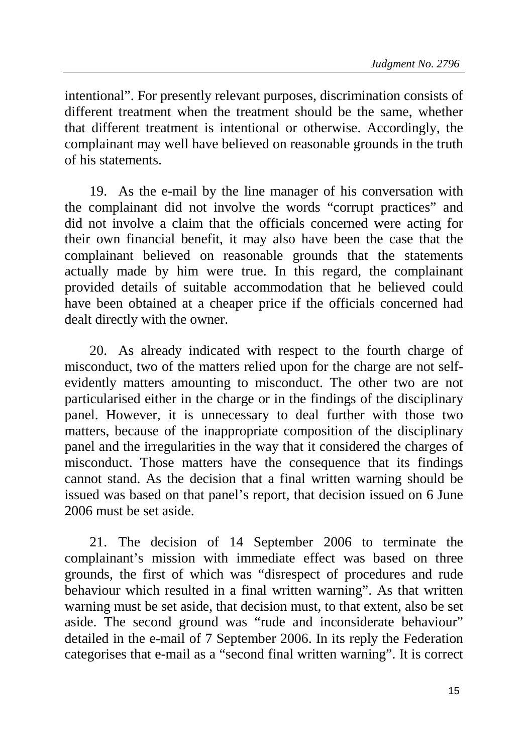intentional". For presently relevant purposes, discrimination consists of different treatment when the treatment should be the same, whether that different treatment is intentional or otherwise. Accordingly, the complainant may well have believed on reasonable grounds in the truth of his statements.

19. As the e-mail by the line manager of his conversation with the complainant did not involve the words "corrupt practices" and did not involve a claim that the officials concerned were acting for their own financial benefit, it may also have been the case that the complainant believed on reasonable grounds that the statements actually made by him were true. In this regard, the complainant provided details of suitable accommodation that he believed could have been obtained at a cheaper price if the officials concerned had dealt directly with the owner.

20. As already indicated with respect to the fourth charge of misconduct, two of the matters relied upon for the charge are not self-evidently matters amounting to misconduct. The other two are not particularised either in the charge or in the findings of the disciplinary panel. However, it is unnecessary to deal further with those two matters, because of the inappropriate composition of the disciplinary panel and the irregularities in the way that it considered the charges of misconduct. Those matters have the consequence that its findings cannot stand. As the decision that a final written warning should be issued was based on that panel's report, that decision issued on 6 June 2006 must be set aside.

21. The decision of 14 September 2006 to terminate the complainant's mission with immediate effect was based on three grounds, the first of which was "disrespect of procedures and rude behaviour which resulted in a final written warning". As that written warning must be set aside, that decision must, to that extent, also be set aside. The second ground was "rude and inconsiderate behaviour" detailed in the e-mail of 7 September 2006. In its reply the Federation categorises that e-mail as a "second final written warning". It is correct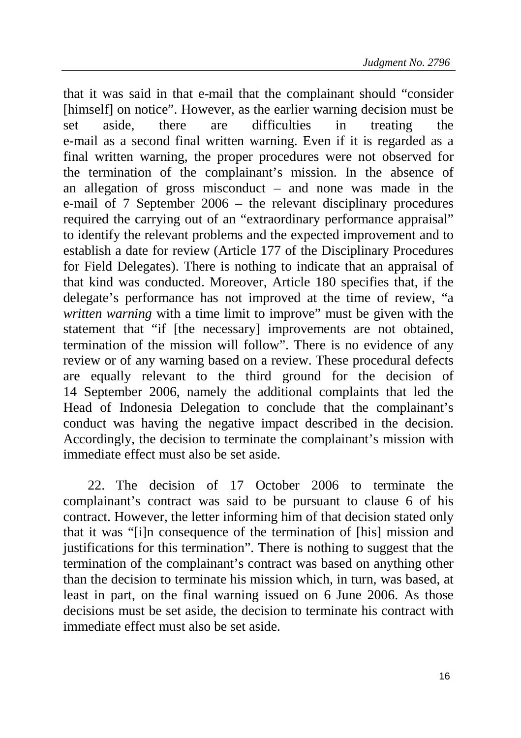that it was said in that e-mail that the complainant should "consider [himself] on notice". However, as the earlier warning decision must be set aside, there are difficulties in treating the e-mail as a second final written warning. Even if it is regarded as a final written warning, the proper procedures were not observed for the termination of the complainant's mission. In the absence of an allegation of gross misconduct – and none was made in the e-mail of 7 September 2006 – the relevant disciplinary procedures required the carrying out of an "extraordinary performance appraisal" to identify the relevant problems and the expected improvement and to establish a date for review (Article 177 of the Disciplinary Procedures for Field Delegates). There is nothing to indicate that an appraisal of that kind was conducted. Moreover, Article 180 specifies that, if the delegate's performance has not improved at the time of review, "a *written warning* with a time limit to improve" must be given with the statement that "if [the necessary] improvements are not obtained, termination of the mission will follow". There is no evidence of any review or of any warning based on a review. These procedural defects are equally relevant to the third ground for the decision of 14 September 2006, namely the additional complaints that led the Head of Indonesia Delegation to conclude that the complainant's conduct was having the negative impact described in the decision. Accordingly, the decision to terminate the complainant's mission with immediate effect must also be set aside.

22. The decision of 17 October 2006 to terminate the complainant's contract was said to be pursuant to clause 6 of his contract. However, the letter informing him of that decision stated only that it was "[i]n consequence of the termination of [his] mission and justifications for this termination". There is nothing to suggest that the termination of the complainant's contract was based on anything other than the decision to terminate his mission which, in turn, was based, at least in part, on the final warning issued on 6 June 2006. As those decisions must be set aside, the decision to terminate his contract with immediate effect must also be set aside.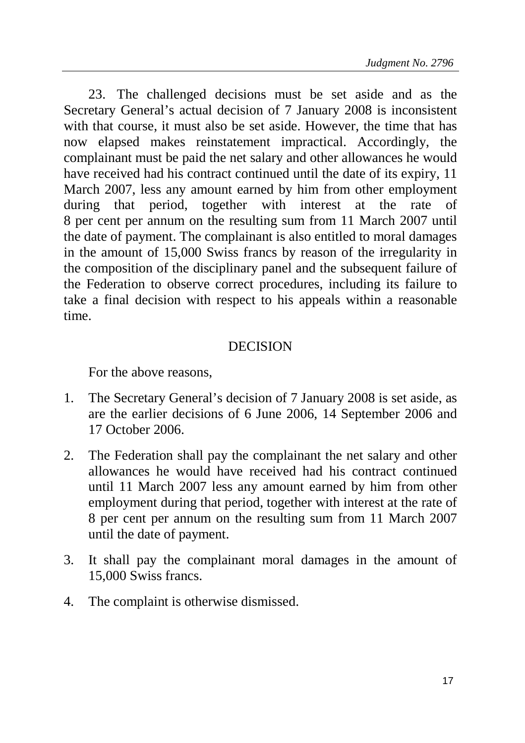23. The challenged decisions must be set aside and as the Secretary General's actual decision of 7 January 2008 is inconsistent with that course, it must also be set aside. However, the time that has now elapsed makes reinstatement impractical. Accordingly, the complainant must be paid the net salary and other allowances he would have received had his contract continued until the date of its expiry, 11 March 2007, less any amount earned by him from other employment during that period, together with interest at the rate of 8 per cent per annum on the resulting sum from 11 March 2007 until the date of payment. The complainant is also entitled to moral damages in the amount of 15,000 Swiss francs by reason of the irregularity in the composition of the disciplinary panel and the subsequent failure of the Federation to observe correct procedures, including its failure to take a final decision with respect to his appeals within a reasonable time.

## DECISION

For the above reasons,

1. The Secretary General's decision of 7 January 2008 is set aside, as are the earlier decisions of 6 June 2006, 14 September 2006 and 17 October 2006.
2. The Federation shall pay the complainant the net salary and other allowances he would have received had his contract continued until 11 March 2007 less any amount earned by him from other employment during that period, together with interest at the rate of 8 per cent per annum on the resulting sum from 11 March 2007 until the date of payment.
3. It shall pay the complainant moral damages in the amount of 15,000 Swiss francs.
4. The complaint is otherwise dismissed.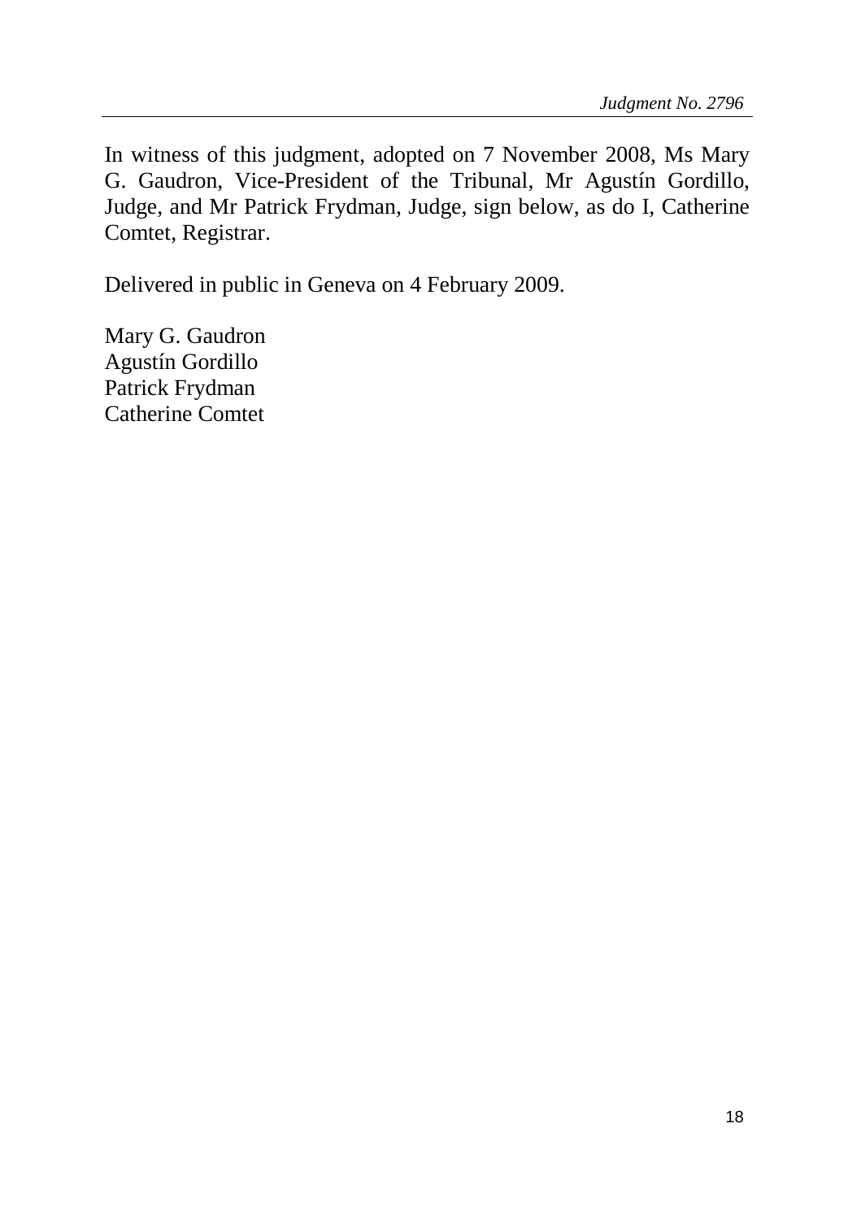In witness of this judgment, adopted on 7 November 2008, Ms Mary G. Gaudron, Vice-President of the Tribunal, Mr Agustín Gordillo, Judge, and Mr Patrick Frydman, Judge, sign below, as do I, Catherine Comtet, Registrar.

Delivered in public in Geneva on 4 February 2009.

Mary G. Gaudron
Agustín Gordillo
Patrick Frydman
Catherine Comtet